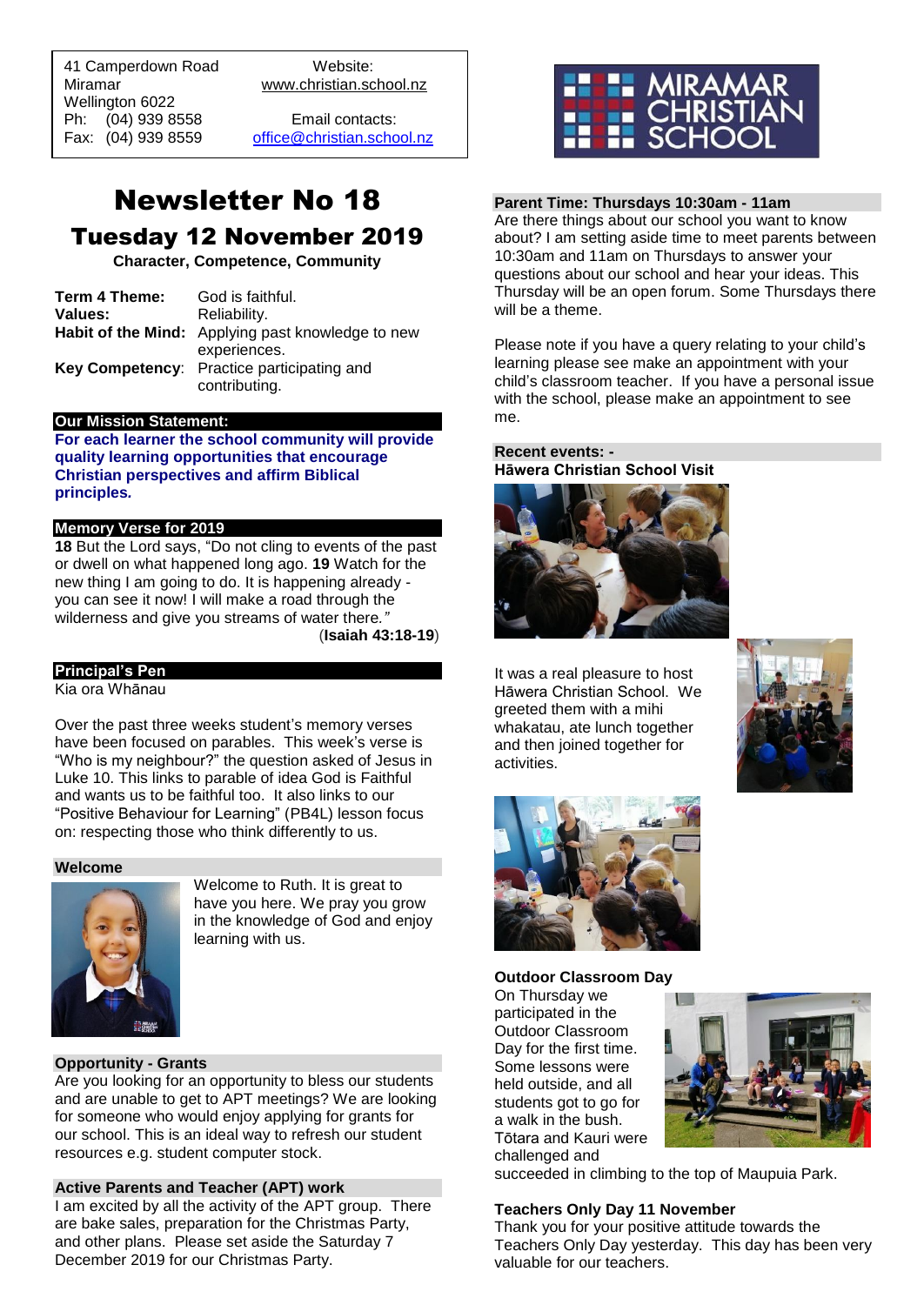41 Camperdown Road
Miramar
Wellington 6022
Ph: (04) 939 8558
Fax: (04) 939 8559

Website:
www.christian.school.nz

Email contacts:
office@christian.school.nz

# Newsletter No 18

## Tuesday 12 November 2019

**Character, Competence, Community**

| | |
|---|---|
| **Term 4 Theme:** | God is faithful. |
| **Values:** | Reliability. |
| **Habit of the Mind:** | Applying past knowledge to new experiences. |
| **Key Competency**: | Practice participating and contributing. |

### Our Mission Statement:

**For each learner the school community will provide quality learning opportunities that encourage Christian perspectives and affirm Biblical principles.**

### Memory Verse for 2019

**18** But the Lord says, "Do not cling to events of the past or dwell on what happened long ago. **19** Watch for the new thing I am going to do. It is happening already - you can see it now! I will make a road through the wilderness and give you streams of water there."
(**Isaiah 43:18-19**)

### Principal's Pen

Kia ora Whānau

Over the past three weeks student's memory verses have been focused on parables. This week's verse is "Who is my neighbour?" the question asked of Jesus in Luke 10. This links to parable of idea God is Faithful and wants us to be faithful too. It also links to our "Positive Behaviour for Learning" (PB4L) lesson focus on: respecting those who think differently to us.

### Welcome

Welcome to Ruth. It is great to have you here. We pray you grow in the knowledge of God and enjoy learning with us.

### Opportunity - Grants

Are you looking for an opportunity to bless our students and are unable to get to APT meetings? We are looking for someone who would enjoy applying for grants for our school. This is an ideal way to refresh our student resources e.g. student computer stock.

### Active Parents and Teacher (APT) work

I am excited by all the activity of the APT group. There are bake sales, preparation for the Christmas Party, and other plans. Please set aside the Saturday 7 December 2019 for our Christmas Party.

### Parent Time: Thursdays 10:30am - 11am

Are there things about our school you want to know about? I am setting aside time to meet parents between 10:30am and 11am on Thursdays to answer your questions about our school and hear your ideas. This Thursday will be an open forum. Some Thursdays there will be a theme.

Please note if you have a query relating to your child's learning please see make an appointment with your child's classroom teacher. If you have a personal issue with the school, please make an appointment to see me.

### Recent events: -

**Hāwera Christian School Visit**

It was a real pleasure to host Hāwera Christian School. We greeted them with a mihi whakatau, ate lunch together and then joined together for activities.

**Outdoor Classroom Day**

On Thursday we participated in the Outdoor Classroom Day for the first time. Some lessons were held outside, and all students got to go for a walk in the bush. Tōtara and Kauri were challenged and succeeded in climbing to the top of Maupuia Park.

**Teachers Only Day 11 November**

Thank you for your positive attitude towards the Teachers Only Day yesterday. This day has been very valuable for our teachers.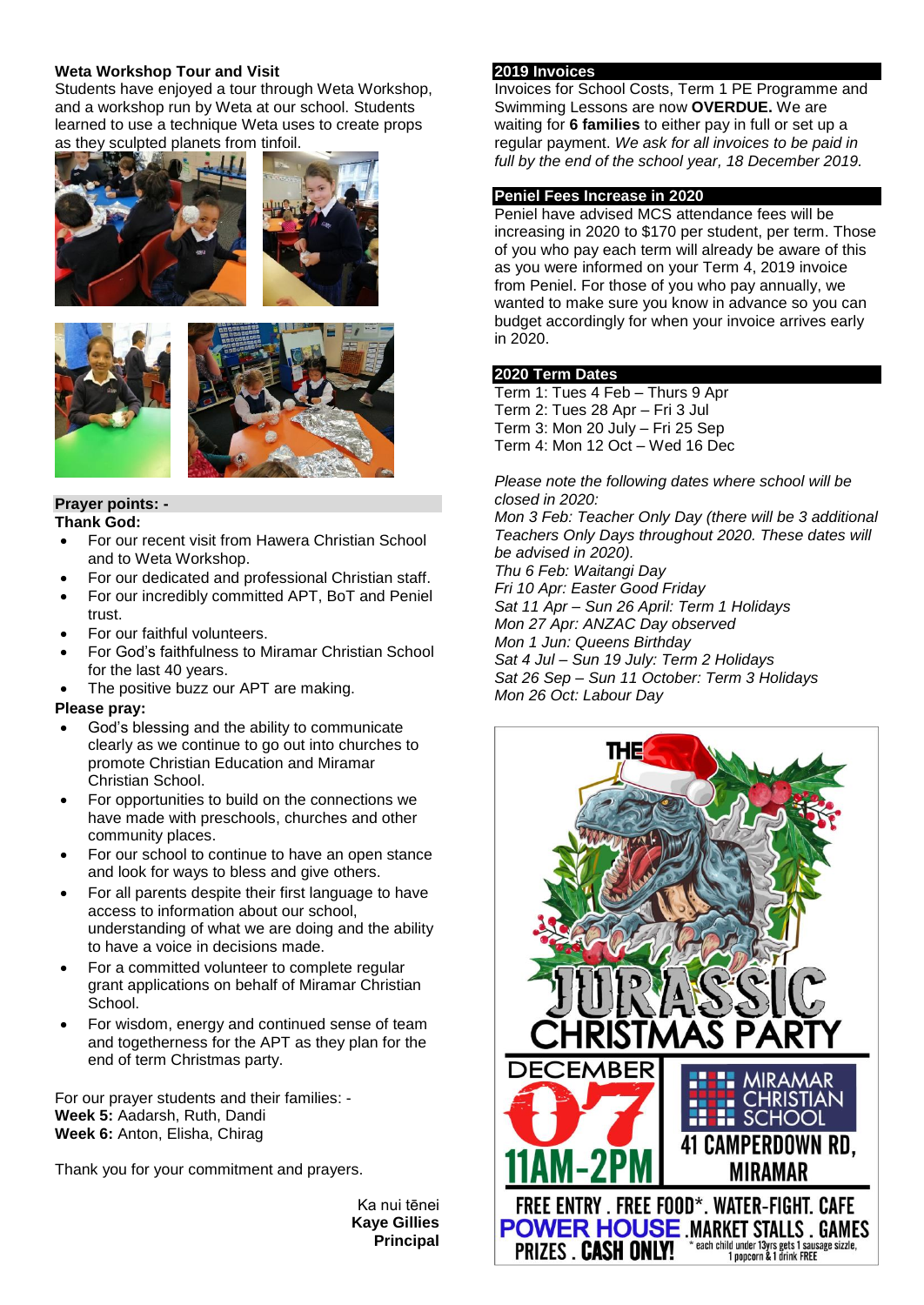## Weta Workshop Tour and Visit

Students have enjoyed a tour through Weta Workshop, and a workshop run by Weta at our school. Students learned to use a technique Weta uses to create props as they sculpted planets from tinfoil.

### Prayer points: -

**Thank God:**

- For our recent visit from Hawera Christian School and to Weta Workshop.
- For our dedicated and professional Christian staff.
- For our incredibly committed APT, BoT and Peniel trust.
- For our faithful volunteers.
- For God's faithfulness to Miramar Christian School for the last 40 years.
- The positive buzz our APT are making.

**Please pray:**

- God's blessing and the ability to communicate clearly as we continue to go out into churches to promote Christian Education and Miramar Christian School.
- For opportunities to build on the connections we have made with preschools, churches and other community places.
- For our school to continue to have an open stance and look for ways to bless and give others.
- For all parents despite their first language to have access to information about our school, understanding of what we are doing and the ability to have a voice in decisions made.
- For a committed volunteer to complete regular grant applications on behalf of Miramar Christian School.
- For wisdom, energy and continued sense of team and togetherness for the APT as they plan for the end of term Christmas party.

For our prayer students and their families: -
**Week 5:** Aadarsh, Ruth, Dandi
**Week 6:** Anton, Elisha, Chirag

Thank you for your commitment and prayers.

Ka nui tēnei
**Kaye Gillies**
**Principal**

## 2019 Invoices

Invoices for School Costs, Term 1 PE Programme and Swimming Lessons are now **OVERDUE.** We are waiting for **6 families** to either pay in full or set up a regular payment. *We ask for all invoices to be paid in full by the end of the school year, 18 December 2019.*

## Peniel Fees Increase in 2020

Peniel have advised MCS attendance fees will be increasing in 2020 to $170 per student, per term. Those of you who pay each term will already be aware of this as you were informed on your Term 4, 2019 invoice from Peniel. For those of you who pay annually, we wanted to make sure you know in advance so you can budget accordingly for when your invoice arrives early in 2020.

## 2020 Term Dates

Term 1: Tues 4 Feb – Thurs 9 Apr
Term 2: Tues 28 Apr – Fri 3 Jul
Term 3: Mon 20 July – Fri 25 Sep
Term 4: Mon 12 Oct – Wed 16 Dec

*Please note the following dates where school will be closed in 2020:*
*Mon 3 Feb: Teacher Only Day (there will be 3 additional Teachers Only Days throughout 2020. These dates will be advised in 2020).*
*Thu 6 Feb: Waitangi Day*
*Fri 10 Apr: Easter Good Friday*
*Sat 11 Apr – Sun 26 April: Term 1 Holidays*
*Mon 27 Apr: ANZAC Day observed*
*Mon 1 Jun: Queens Birthday*
*Sat 4 Jul – Sun 19 July: Term 2 Holidays*
*Sat 26 Sep – Sun 11 October: Term 3 Holidays*
*Mon 26 Oct: Labour Day*

THE JURASSIC CHRISTMAS PARTY

DECEMBER 07
11AM-2PM

MIRAMAR CHRISTIAN SCHOOL
41 CAMPERDOWN RD, MIRAMAR

FREE ENTRY . FREE FOOD*. WATER-FIGHT. CAFE
POWER HOUSE .MARKET STALLS . GAMES
PRIZES . CASH ONLY!

\* each child under 13yrs gets 1 sausage sizzle, 1 popcorn & 1 drink FREE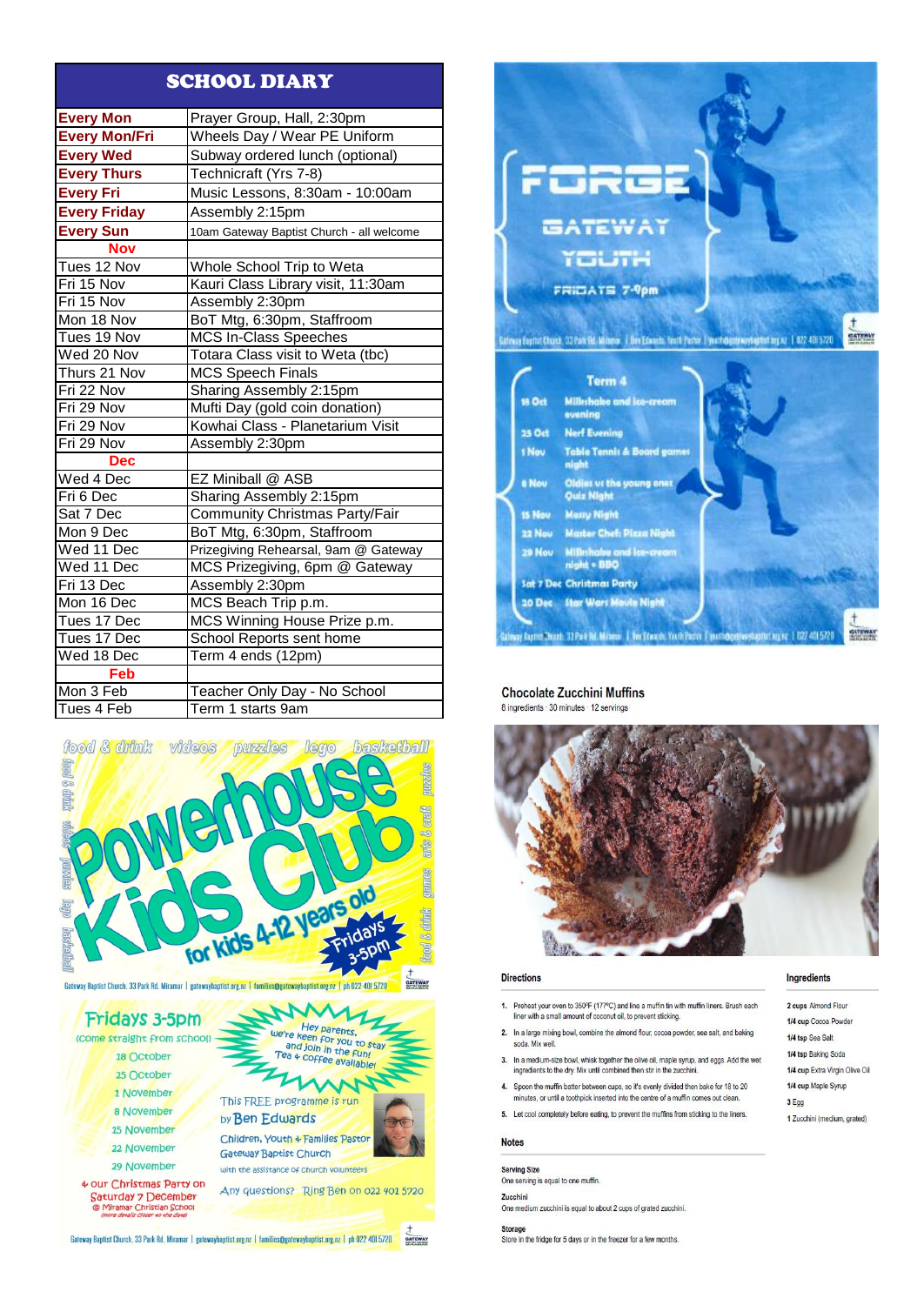# SCHOOL DIARY

| | |
|---|---|
| **Every Mon** | Prayer Group, Hall, 2:30pm |
| **Every Mon/Fri** | Wheels Day / Wear PE Uniform |
| **Every Wed** | Subway ordered lunch (optional) |
| **Every Thurs** | Technicraft (Yrs 7-8) |
| **Every Fri** | Music Lessons, 8:30am - 10:00am |
| **Every Friday** | Assembly 2:15pm |
| **Every Sun** | 10am Gateway Baptist Church - all welcome |
| **Nov** | |
| Tues 12 Nov | Whole School Trip to Weta |
| Fri 15 Nov | Kauri Class Library visit, 11:30am |
| Fri 15 Nov | Assembly 2:30pm |
| Mon 18 Nov | BoT Mtg, 6:30pm, Staffroom |
| Tues 19 Nov | MCS In-Class Speeches |
| Wed 20 Nov | Totara Class visit to Weta (tbc) |
| Thurs 21 Nov | MCS Speech Finals |
| Fri 22 Nov | Sharing Assembly 2:15pm |
| Fri 29 Nov | Mufti Day (gold coin donation) |
| Fri 29 Nov | Kowhai Class - Planetarium Visit |
| Fri 29 Nov | Assembly 2:30pm |
| **Dec** | |
| Wed 4 Dec | EZ Miniball @ ASB |
| Fri 6 Dec | Sharing Assembly 2:15pm |
| Sat 7 Dec | Community Christmas Party/Fair |
| Mon 9 Dec | BoT Mtg, 6:30pm, Staffroom |
| Wed 11 Dec | Prizegiving Rehearsal, 9am @ Gateway |
| Wed 11 Dec | MCS Prizegiving, 6pm @ Gateway |
| Fri 13 Dec | Assembly 2:30pm |
| Mon 16 Dec | MCS Beach Trip p.m. |
| Tues 17 Dec | MCS Winning House Prize p.m. |
| Tues 17 Dec | School Reports sent home |
| Wed 18 Dec | Term 4 ends (12pm) |
| **Feb** | |
| Mon 3 Feb | Teacher Only Day - No School |
| Tues 4 Feb | Term 1 starts 9am |

food & drink · videos · puzzles · lego · basketball · arts & craft · games

# Powerhouse Kids Club

for kids 4-12 years old — Fridays 3-5pm

Gateway Baptist Church, 33 Park Rd, Miramar | gatewaybaptist.org.nz | families@gatewaybaptist.org.nz | ph 022 401 5720

## Fridays 3-5pm

(come straight from school)

- 18 October
- 25 October
- 1 November
- 8 November
- 15 November
- 22 November
- 29 November

+ our Christmas Party on Saturday 7 December @ Miramar Christian School (more details closer to the date)

Hey parents, we're keen for you to stay and join in the fun! Tea + coffee available!

This FREE programme is run by Ben Edwards
Children, Youth + Families Pastor
Gateway Baptist Church
with the assistance of church volunteers

Any questions? Ring Ben on 022 401 5720

Gateway Baptist Church, 33 Park Rd, Miramar | gatewaybaptist.org.nz | families@gatewaybaptist.org.nz | ph 022 401 5720

# FORGE

## GATEWAY YOUTH

FRIDAYS 7-9pm

Gateway Baptist Church, 33 Park Rd, Miramar | Ben Edwards, Youth Pastor | youth@gatewaybaptist.org.nz | 022 401 5720

## Term 4

| | |
|---|---|
| 18 Oct | Milkshake and ice-cream evening |
| 25 Oct | Nerf Evening |
| 1 Nov | Table Tennis & Board games night |
| 8 Nov | Oldies vs the young ones Quiz Night |
| 15 Nov | Messy Night |
| 22 Nov | Master Chef: Pizza Night |
| 29 Nov | Milkshake and ice-cream night + BBQ |
| Sat 7 Dec | Christmas Party |
| 20 Dec | Star Wars Movie Night |

Gateway Baptist Church, 33 Park Rd, Miramar | Ben Edwards, Youth Pastor | youth@gatewaybaptist.org.nz | 022 401 5720

## Chocolate Zucchini Muffins

8 ingredients · 30 minutes · 12 servings

### Directions

1. Preheat your oven to 350ºF (177ºC) and line a muffin tin with muffin liners. Brush each liner with a small amount of coconut oil, to prevent sticking.
2. In a large mixing bowl, combine the almond flour, cocoa powder, sea salt, and baking soda. Mix well.
3. In a medium-size bowl, whisk together the olive oil, maple syrup, and eggs. Add the wet ingredients to the dry. Mix until combined then stir in the zucchini.
4. Spoon the muffin batter between cups, so it's evenly divided then bake for 18 to 20 minutes, or until a toothpick inserted into the centre of a muffin comes out clean.
5. Let cool completely before eating, to prevent the muffins from sticking to the liners.

### Ingredients

- 2 cups Almond Flour
- 1/4 cup Cocoa Powder
- 1/4 tsp Sea Salt
- 1/4 tsp Baking Soda
- 1/4 cup Extra Virgin Olive Oil
- 1/4 cup Maple Syrup
- 3 Egg
- 1 Zucchini (medium, grated)

### Notes

**Serving Size**
One serving is equal to one muffin.

**Zucchini**
One medium zucchini is equal to about 2 cups of grated zucchini.

**Storage**
Store in the fridge for 5 days or in the freezer for a few months.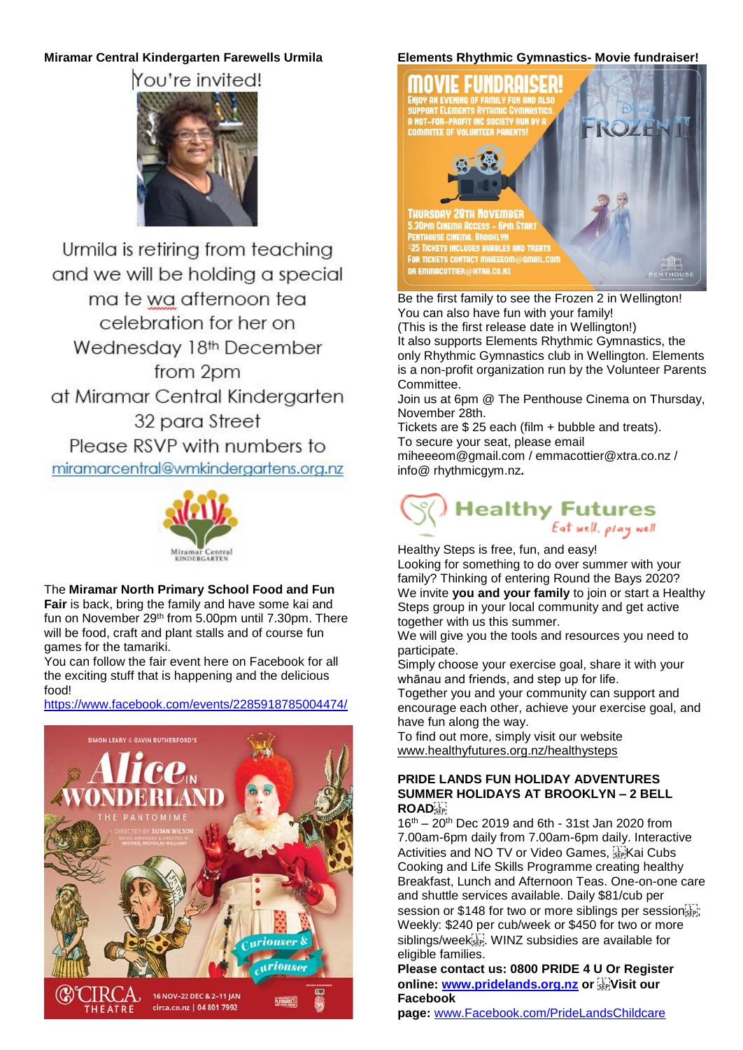**Miramar Central Kindergarten Farewells Urmila**

You're invited!

Urmila is retiring from teaching and we will be holding a special ma te wa afternoon tea celebration for her on Wednesday 18th December from 2pm at Miramar Central Kindergarten 32 para Street

Please RSVP with numbers to miramarcentral@wmkindergartens.org.nz

Miramar Central KINDERGARTEN

The **Miramar North Primary School Food and Fun Fair** is back, bring the family and have some kai and fun on November 29th from 5.00pm until 7.30pm. There will be food, craft and plant stalls and of course fun games for the tamariki.

You can follow the fair event here on Facebook for all the exciting stuff that is happening and the delicious food!

https://www.facebook.com/events/2285918785004474/

SIMON LEARY & GAVIN RUTHERFORD'S

Alice IN WONDERLAND

THE PANTOMIME

DIRECTED BY SUSAN WILSON

Curiouser & curiouser

CIRCA THEATRE

16 NOV–22 DEC & 2–11 JAN

circa.co.nz | 04 801 7992

**Elements Rhythmic Gymnastics- Movie fundraiser!**

MOVIE FUNDRAISER!

ENJOY AN EVENING OF FAMILY FUN AND ALSO SUPPORT ELEMENTS RYTHMIC GYMNASTICS, A NOT-FOR-PROFIT INC SOCIETY RUN BY A COMMITEE OF VOLUNTEER PARENTS!

THURSDAY 28TH NOVEMBER
5.30PM CINEMA ACCESS – 6PM START
PENTHOUSE CINEMA, BROOKLYN
$25 TICKETS INCLUDES BUBBLES AND TREATS
FOR TICKETS CONTACT MIHEEEOM@GMAIL.COM OR EMMACOTTIER@XTRA.CO.NZ

Be the first family to see the Frozen 2 in Wellington! You can also have fun with your family!
(This is the first release date in Wellington!)
It also supports Elements Rhythmic Gymnastics, the only Rhythmic Gymnastics club in Wellington. Elements is a non-profit organization run by the Volunteer Parents Committee.
Join us at 6pm @ The Penthouse Cinema on Thursday, November 28th.
Tickets are $ 25 each (film + bubble and treats).
To secure your seat, please email miheeeom@gmail.com / emmacottier@xtra.co.nz / info@ rhythmicgym.nz**.**

**Healthy Futures** *Eat well, play well*

Healthy Steps is free, fun, and easy!
Looking for something to do over summer with your family? Thinking of entering Round the Bays 2020?
We invite **you and your family** to join or start a Healthy Steps group in your local community and get active together with us this summer.
We will give you the tools and resources you need to participate.
Simply choose your exercise goal, share it with your whānau and friends, and step up for life.
Together you and your community can support and encourage each other, achieve your exercise goal, and have fun along the way.
To find out more, simply visit our website www.healthyfutures.org.nz/healthysteps

**PRIDE LANDS FUN HOLIDAY ADVENTURES SUMMER HOLIDAYS AT BROOKLYN – 2 BELL ROAD**

16th – 20th Dec 2019 and 6th - 31st Jan 2020 from 7.00am-6pm daily from 7.00am-6pm daily. Interactive Activities and NO TV or Video Games, Kai Cubs Cooking and Life Skills Programme creating healthy Breakfast, Lunch and Afternoon Teas. One-on-one care and shuttle services available. Daily $81/cub per session or $148 for two or more siblings per session. Weekly: $240 per cub/week or $450 for two or more siblings/week. WINZ subsidies are available for eligible families.

**Please contact us: 0800 PRIDE 4 U Or Register online: www.pridelands.org.nz or Visit our Facebook page:** www.Facebook.com/PrideLandsChildcare